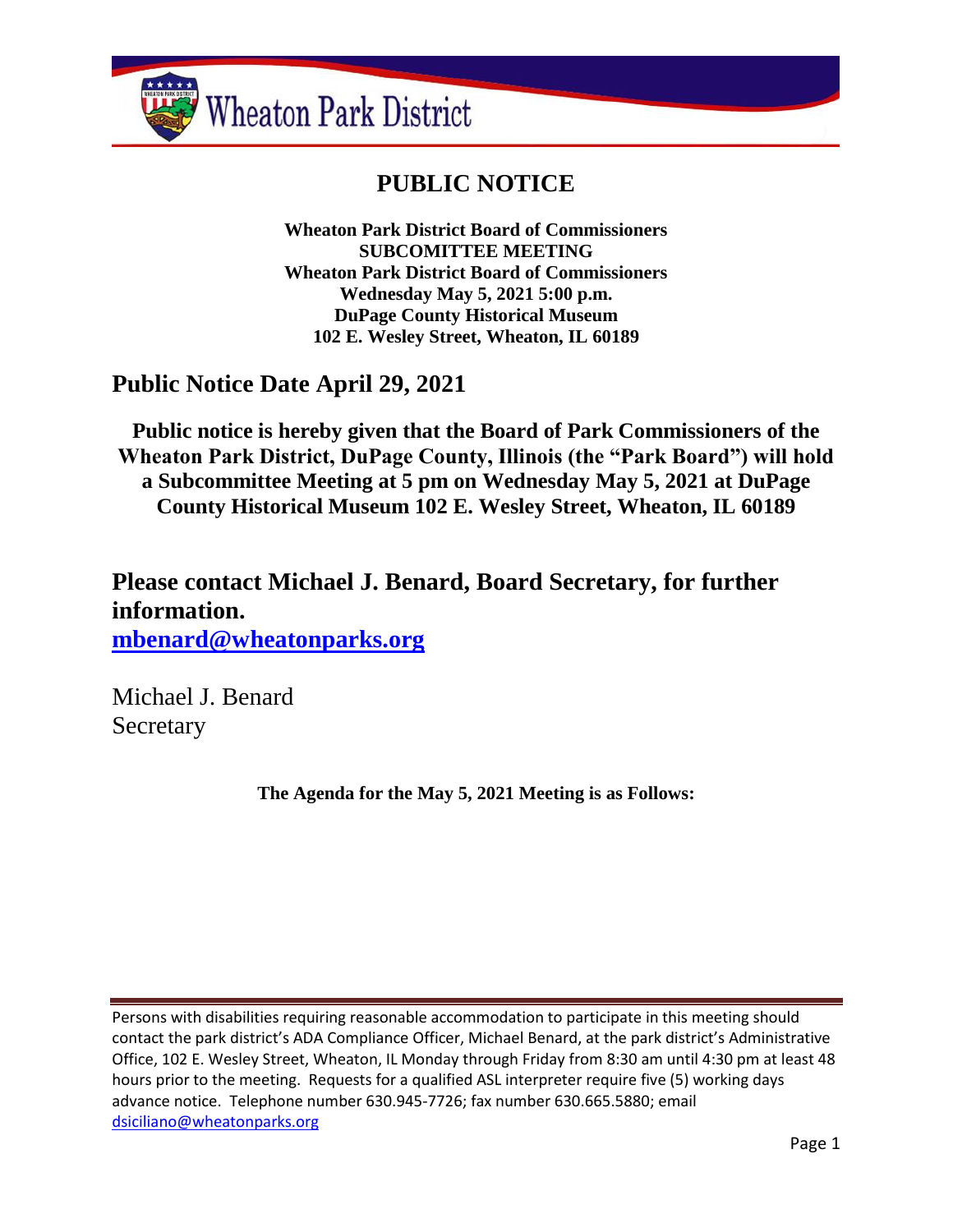Wheaton Park District

# PUBLIC NOTICE

**Wheaton Park District Board of Commissioners**
**SUBCOMITTEE MEETING**
**Wheaton Park District Board of Commissioners**
**Wednesday May 5, 2021 5:00 p.m.**
**DuPage County Historical Museum**
**102 E. Wesley Street, Wheaton, IL 60189**

## Public Notice Date April 29, 2021

**Public notice is hereby given that the Board of Park Commissioners of the Wheaton Park District, DuPage County, Illinois (the "Park Board") will hold a Subcommittee Meeting at 5 pm on Wednesday May 5, 2021 at DuPage County Historical Museum 102 E. Wesley Street, Wheaton, IL 60189**

## Please contact Michael J. Benard, Board Secretary, for further information.

**mbenard@wheatonparks.org**

Michael J. Benard
Secretary

**The Agenda for the May 5, 2021 Meeting is as Follows:**

---

Persons with disabilities requiring reasonable accommodation to participate in this meeting should contact the park district's ADA Compliance Officer, Michael Benard, at the park district's Administrative Office, 102 E. Wesley Street, Wheaton, IL Monday through Friday from 8:30 am until 4:30 pm at least 48 hours prior to the meeting. Requests for a qualified ASL interpreter require five (5) working days advance notice. Telephone number 630.945-7726; fax number 630.665.5880; email dsiciliano@wheatonparks.org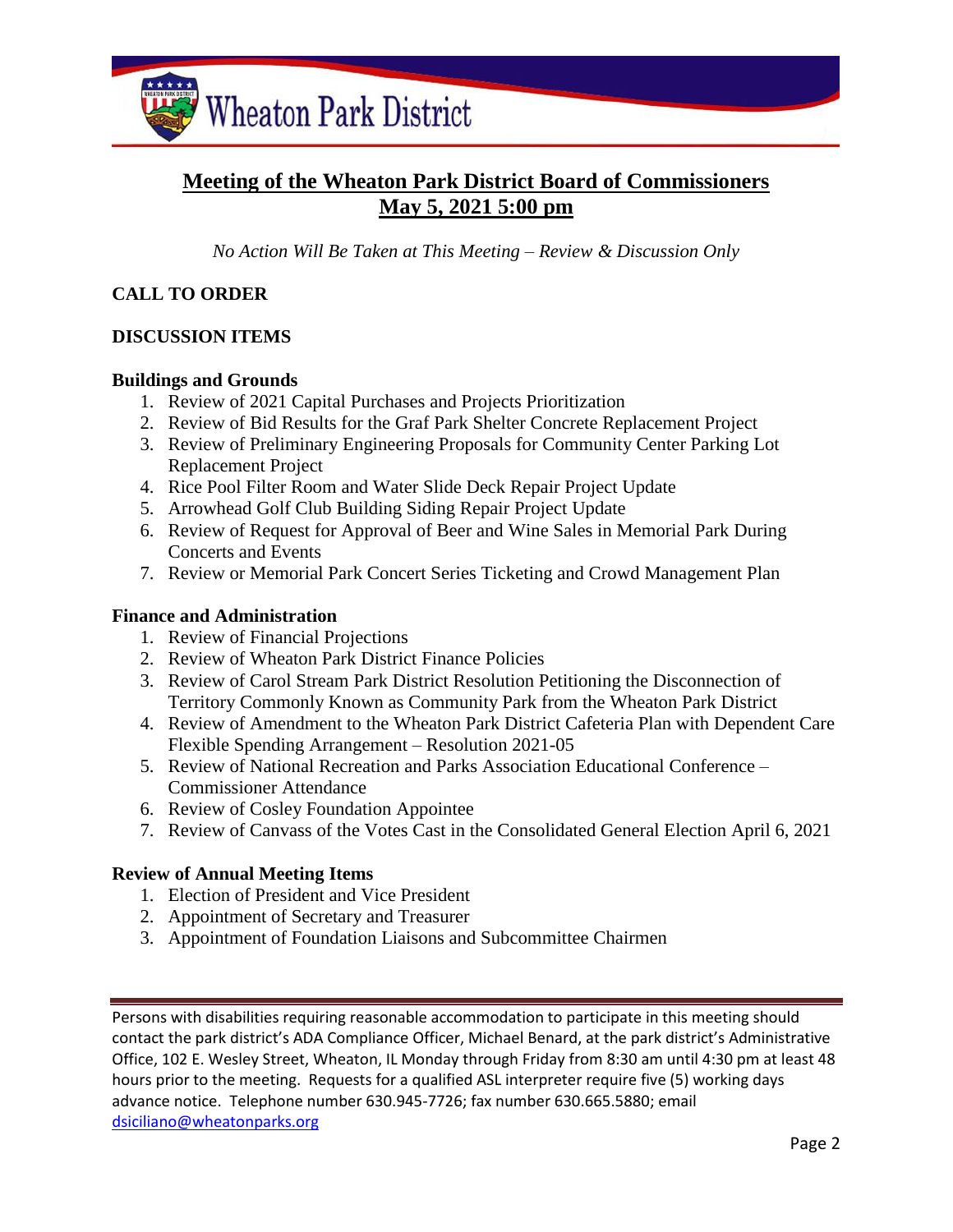Wheaton Park District

# Meeting of the Wheaton Park District Board of Commissioners
## May 5, 2021 5:00 pm

*No Action Will Be Taken at This Meeting – Review & Discussion Only*

**CALL TO ORDER**

**DISCUSSION ITEMS**

**Buildings and Grounds**

1. Review of 2021 Capital Purchases and Projects Prioritization
2. Review of Bid Results for the Graf Park Shelter Concrete Replacement Project
3. Review of Preliminary Engineering Proposals for Community Center Parking Lot Replacement Project
4. Rice Pool Filter Room and Water Slide Deck Repair Project Update
5. Arrowhead Golf Club Building Siding Repair Project Update
6. Review of Request for Approval of Beer and Wine Sales in Memorial Park During Concerts and Events
7. Review or Memorial Park Concert Series Ticketing and Crowd Management Plan

**Finance and Administration**

1. Review of Financial Projections
2. Review of Wheaton Park District Finance Policies
3. Review of Carol Stream Park District Resolution Petitioning the Disconnection of Territory Commonly Known as Community Park from the Wheaton Park District
4. Review of Amendment to the Wheaton Park District Cafeteria Plan with Dependent Care Flexible Spending Arrangement – Resolution 2021-05
5. Review of National Recreation and Parks Association Educational Conference – Commissioner Attendance
6. Review of Cosley Foundation Appointee
7. Review of Canvass of the Votes Cast in the Consolidated General Election April 6, 2021

**Review of Annual Meeting Items**

1. Election of President and Vice President
2. Appointment of Secretary and Treasurer
3. Appointment of Foundation Liaisons and Subcommittee Chairmen

Persons with disabilities requiring reasonable accommodation to participate in this meeting should contact the park district's ADA Compliance Officer, Michael Benard, at the park district's Administrative Office, 102 E. Wesley Street, Wheaton, IL Monday through Friday from 8:30 am until 4:30 pm at least 48 hours prior to the meeting. Requests for a qualified ASL interpreter require five (5) working days advance notice. Telephone number 630.945-7726; fax number 630.665.5880; email dsiciliano@wheatonparks.org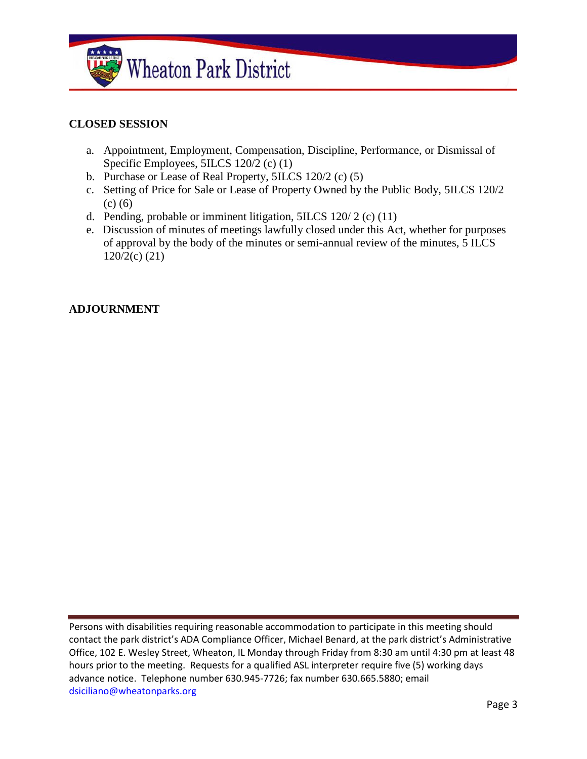## CLOSED SESSION

a. Appointment, Employment, Compensation, Discipline, Performance, or Dismissal of Specific Employees, 5ILCS 120/2 (c) (1)
b. Purchase or Lease of Real Property, 5ILCS 120/2 (c) (5)
c. Setting of Price for Sale or Lease of Property Owned by the Public Body, 5ILCS 120/2 (c) (6)
d. Pending, probable or imminent litigation, 5ILCS 120/ 2 (c) (11)
e. Discussion of minutes of meetings lawfully closed under this Act, whether for purposes of approval by the body of the minutes or semi-annual review of the minutes, 5 ILCS 120/2(c) (21)

## ADJOURNMENT

Persons with disabilities requiring reasonable accommodation to participate in this meeting should contact the park district's ADA Compliance Officer, Michael Benard, at the park district's Administrative Office, 102 E. Wesley Street, Wheaton, IL Monday through Friday from 8:30 am until 4:30 pm at least 48 hours prior to the meeting. Requests for a qualified ASL interpreter require five (5) working days advance notice. Telephone number 630.945-7726; fax number 630.665.5880; email dsiciliano@wheatonparks.org